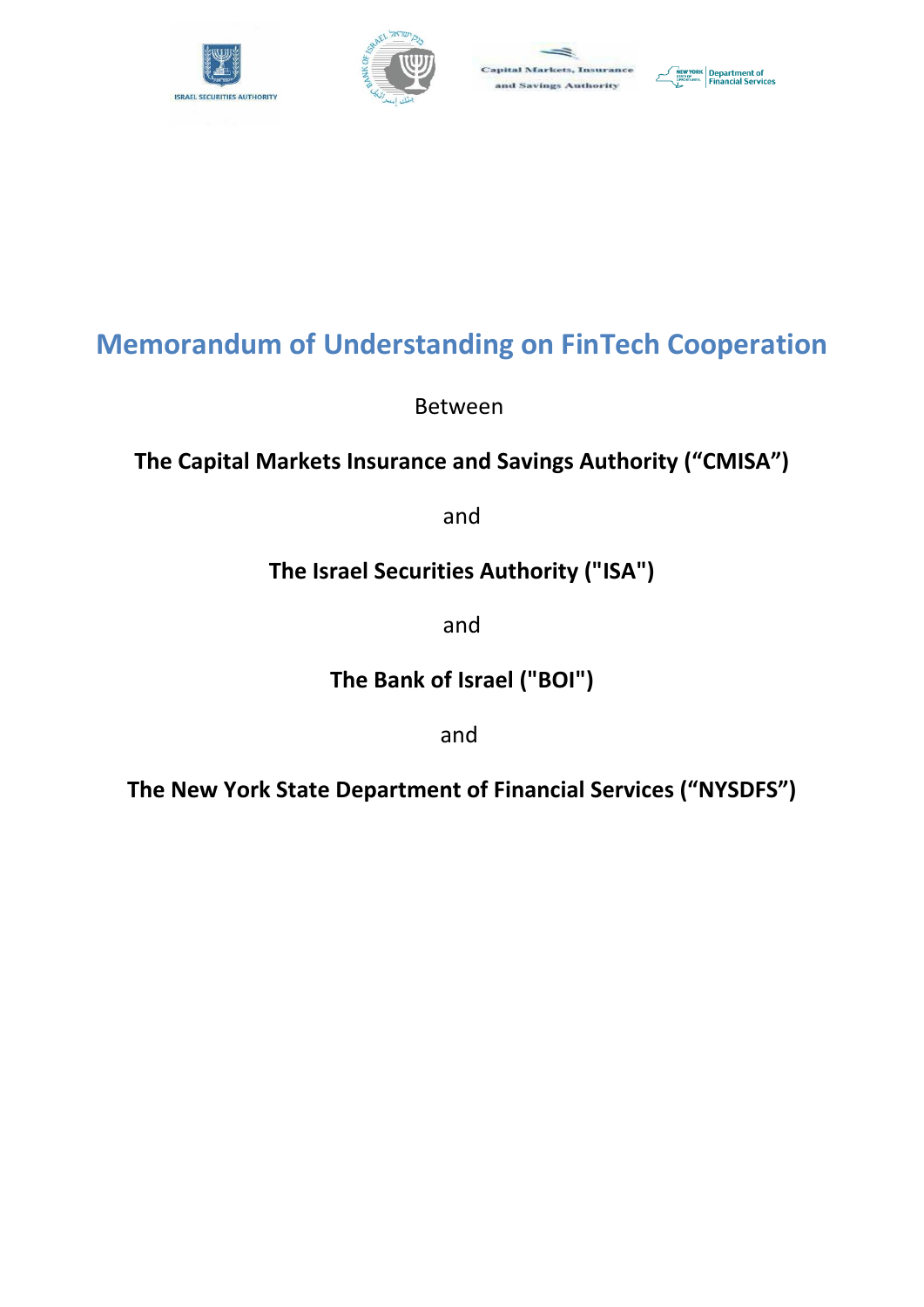# Memorandum of Understanding on FinTech Cooperation

Between

**The Capital Markets Insurance and Savings Authority ("CMISA")**

and

**The Israel Securities Authority ("ISA")**

and

**The Bank of Israel ("BOI")**

and

**The New York State Department of Financial Services ("NYSDFS")**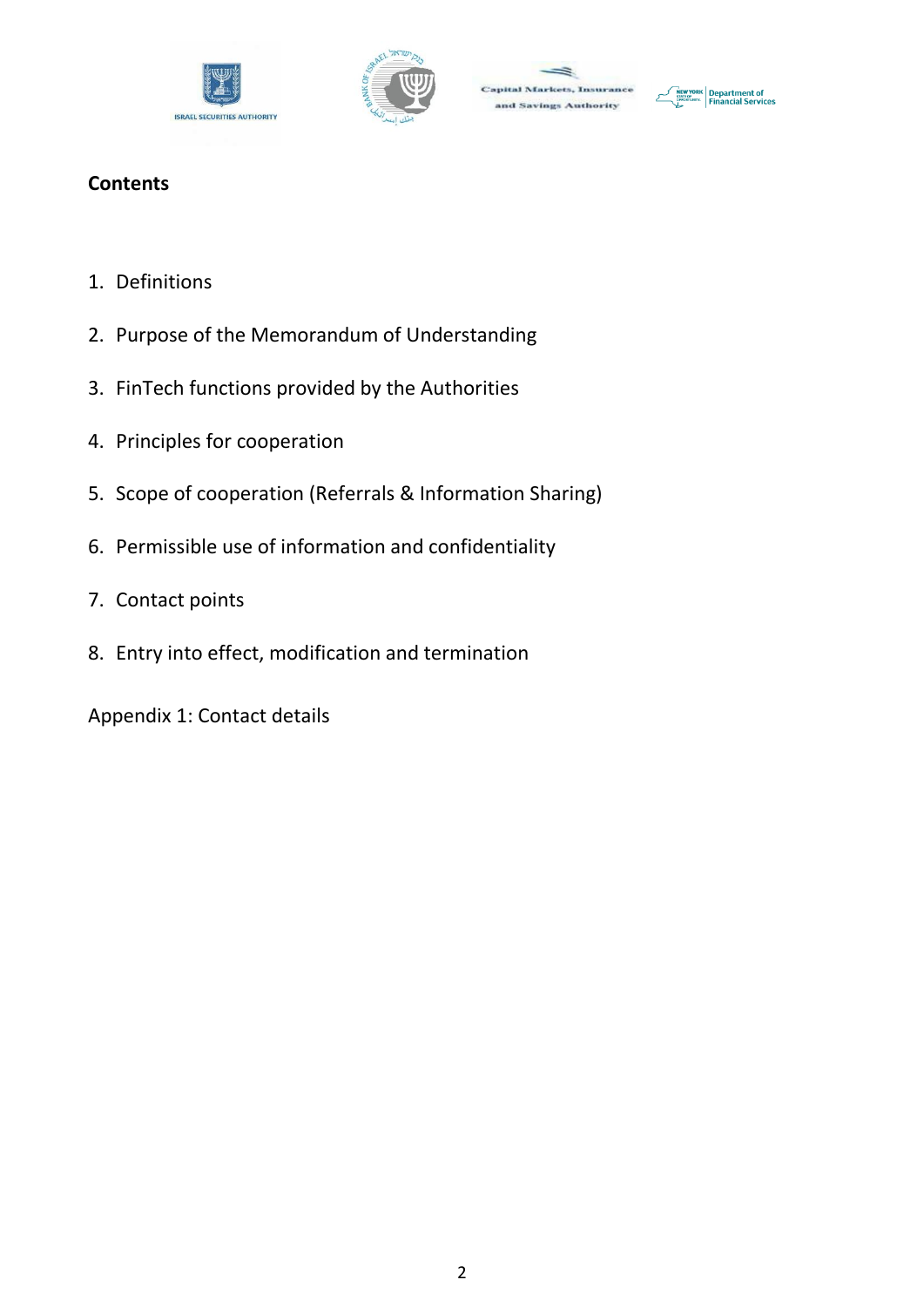**Contents**

1. Definitions
2. Purpose of the Memorandum of Understanding
3. FinTech functions provided by the Authorities
4. Principles for cooperation
5. Scope of cooperation (Referrals & Information Sharing)
6. Permissible use of information and confidentiality
7. Contact points
8. Entry into effect, modification and termination

Appendix 1: Contact details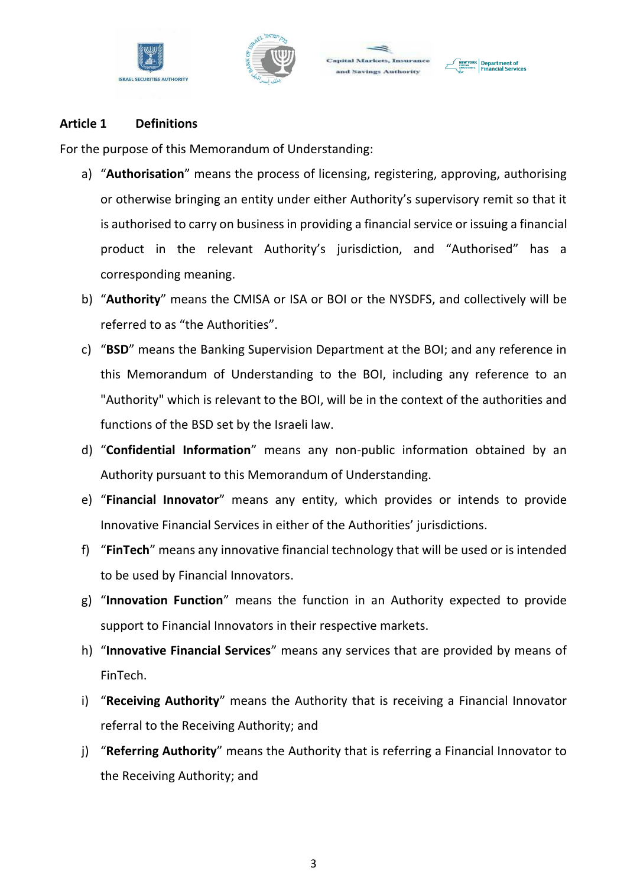## Article 1 Definitions

For the purpose of this Memorandum of Understanding:

a) “**Authorisation**” means the process of licensing, registering, approving, authorising or otherwise bringing an entity under either Authority’s supervisory remit so that it is authorised to carry on business in providing a financial service or issuing a financial product in the relevant Authority’s jurisdiction, and “Authorised” has a corresponding meaning.

b) “**Authority**” means the CMISA or ISA or BOI or the NYSDFS, and collectively will be referred to as “the Authorities”.

c) “**BSD**” means the Banking Supervision Department at the BOI; and any reference in this Memorandum of Understanding to the BOI, including any reference to an "Authority" which is relevant to the BOI, will be in the context of the authorities and functions of the BSD set by the Israeli law.

d) “**Confidential Information**” means any non-public information obtained by an Authority pursuant to this Memorandum of Understanding.

e) “**Financial Innovator**” means any entity, which provides or intends to provide Innovative Financial Services in either of the Authorities’ jurisdictions.

f) “**FinTech**” means any innovative financial technology that will be used or is intended to be used by Financial Innovators.

g) “**Innovation Function**” means the function in an Authority expected to provide support to Financial Innovators in their respective markets.

h) “**Innovative Financial Services**” means any services that are provided by means of FinTech.

i) “**Receiving Authority**” means the Authority that is receiving a Financial Innovator referral to the Receiving Authority; and

j) “**Referring Authority**” means the Authority that is referring a Financial Innovator to the Receiving Authority; and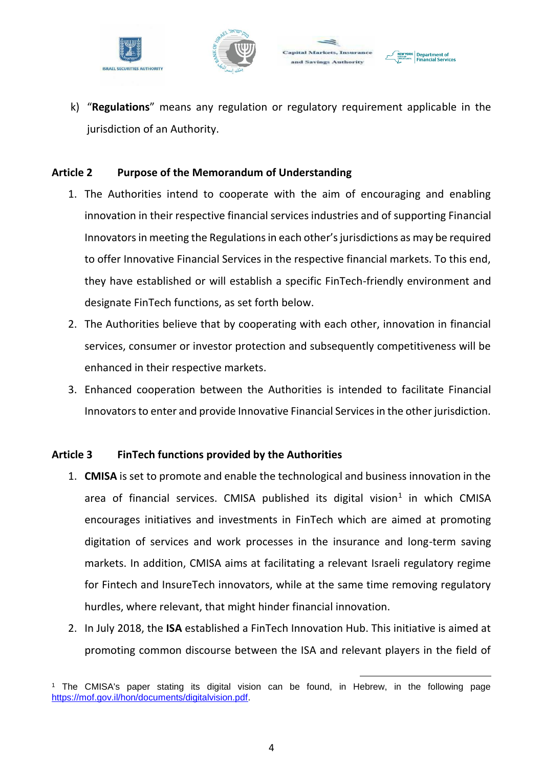k) "**Regulations**" means any regulation or regulatory requirement applicable in the jurisdiction of an Authority.

## Article 2 Purpose of the Memorandum of Understanding

1. The Authorities intend to cooperate with the aim of encouraging and enabling innovation in their respective financial services industries and of supporting Financial Innovators in meeting the Regulations in each other's jurisdictions as may be required to offer Innovative Financial Services in the respective financial markets. To this end, they have established or will establish a specific FinTech-friendly environment and designate FinTech functions, as set forth below.
2. The Authorities believe that by cooperating with each other, innovation in financial services, consumer or investor protection and subsequently competitiveness will be enhanced in their respective markets.
3. Enhanced cooperation between the Authorities is intended to facilitate Financial Innovators to enter and provide Innovative Financial Services in the other jurisdiction.

## Article 3 FinTech functions provided by the Authorities

1. **CMISA** is set to promote and enable the technological and business innovation in the area of financial services. CMISA published its digital vision[1] in which CMISA encourages initiatives and investments in FinTech which are aimed at promoting digitation of services and work processes in the insurance and long-term saving markets. In addition, CMISA aims at facilitating a relevant Israeli regulatory regime for Fintech and InsureTech innovators, while at the same time removing regulatory hurdles, where relevant, that might hinder financial innovation.
2. In July 2018, the **ISA** established a FinTech Innovation Hub. This initiative is aimed at promoting common discourse between the ISA and relevant players in the field of

[1] The CMISA's paper stating its digital vision can be found, in Hebrew, in the following page https://mof.gov.il/hon/documents/digitalvision.pdf.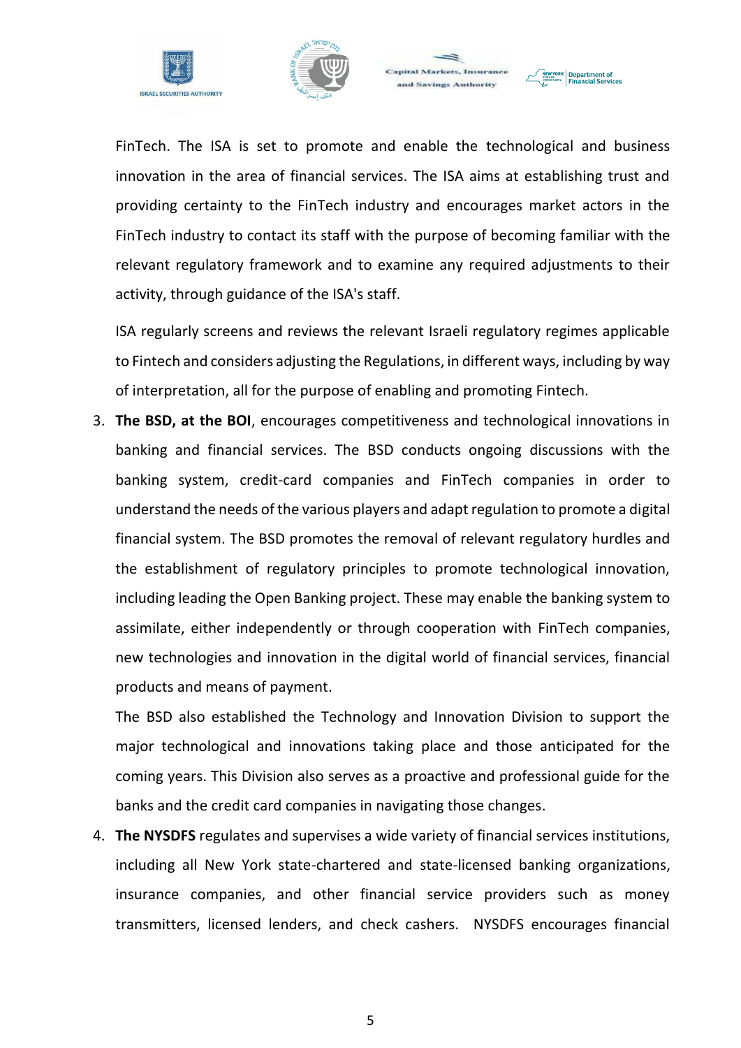FinTech. The ISA is set to promote and enable the technological and business innovation in the area of financial services. The ISA aims at establishing trust and providing certainty to the FinTech industry and encourages market actors in the FinTech industry to contact its staff with the purpose of becoming familiar with the relevant regulatory framework and to examine any required adjustments to their activity, through guidance of the ISA's staff.

ISA regularly screens and reviews the relevant Israeli regulatory regimes applicable to Fintech and considers adjusting the Regulations, in different ways, including by way of interpretation, all for the purpose of enabling and promoting Fintech.

3. **The BSD, at the BOI**, encourages competitiveness and technological innovations in banking and financial services. The BSD conducts ongoing discussions with the banking system, credit-card companies and FinTech companies in order to understand the needs of the various players and adapt regulation to promote a digital financial system. The BSD promotes the removal of relevant regulatory hurdles and the establishment of regulatory principles to promote technological innovation, including leading the Open Banking project. These may enable the banking system to assimilate, either independently or through cooperation with FinTech companies, new technologies and innovation in the digital world of financial services, financial products and means of payment.

   The BSD also established the Technology and Innovation Division to support the major technological and innovations taking place and those anticipated for the coming years. This Division also serves as a proactive and professional guide for the banks and the credit card companies in navigating those changes.

4. **The NYSDFS** regulates and supervises a wide variety of financial services institutions, including all New York state-chartered and state-licensed banking organizations, insurance companies, and other financial service providers such as money transmitters, licensed lenders, and check cashers. NYSDFS encourages financial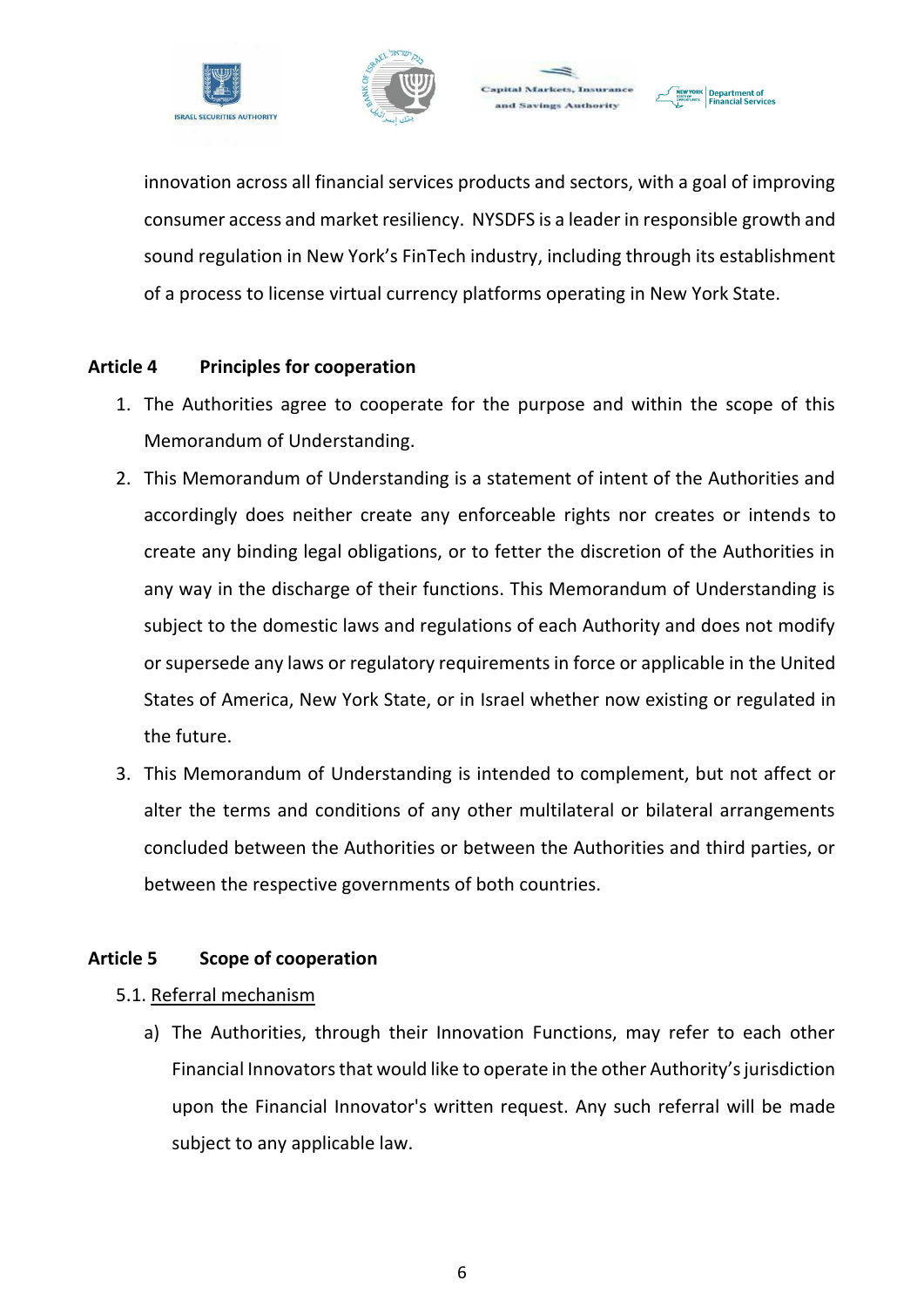innovation across all financial services products and sectors, with a goal of improving consumer access and market resiliency. NYSDFS is a leader in responsible growth and sound regulation in New York's FinTech industry, including through its establishment of a process to license virtual currency platforms operating in New York State.

**Article 4 Principles for cooperation**

1. The Authorities agree to cooperate for the purpose and within the scope of this Memorandum of Understanding.
2. This Memorandum of Understanding is a statement of intent of the Authorities and accordingly does neither create any enforceable rights nor creates or intends to create any binding legal obligations, or to fetter the discretion of the Authorities in any way in the discharge of their functions. This Memorandum of Understanding is subject to the domestic laws and regulations of each Authority and does not modify or supersede any laws or regulatory requirements in force or applicable in the United States of America, New York State, or in Israel whether now existing or regulated in the future.
3. This Memorandum of Understanding is intended to complement, but not affect or alter the terms and conditions of any other multilateral or bilateral arrangements concluded between the Authorities or between the Authorities and third parties, or between the respective governments of both countries.

**Article 5 Scope of cooperation**

5.1. <u>Referral mechanism</u>

a) The Authorities, through their Innovation Functions, may refer to each other Financial Innovators that would like to operate in the other Authority's jurisdiction upon the Financial Innovator's written request. Any such referral will be made subject to any applicable law.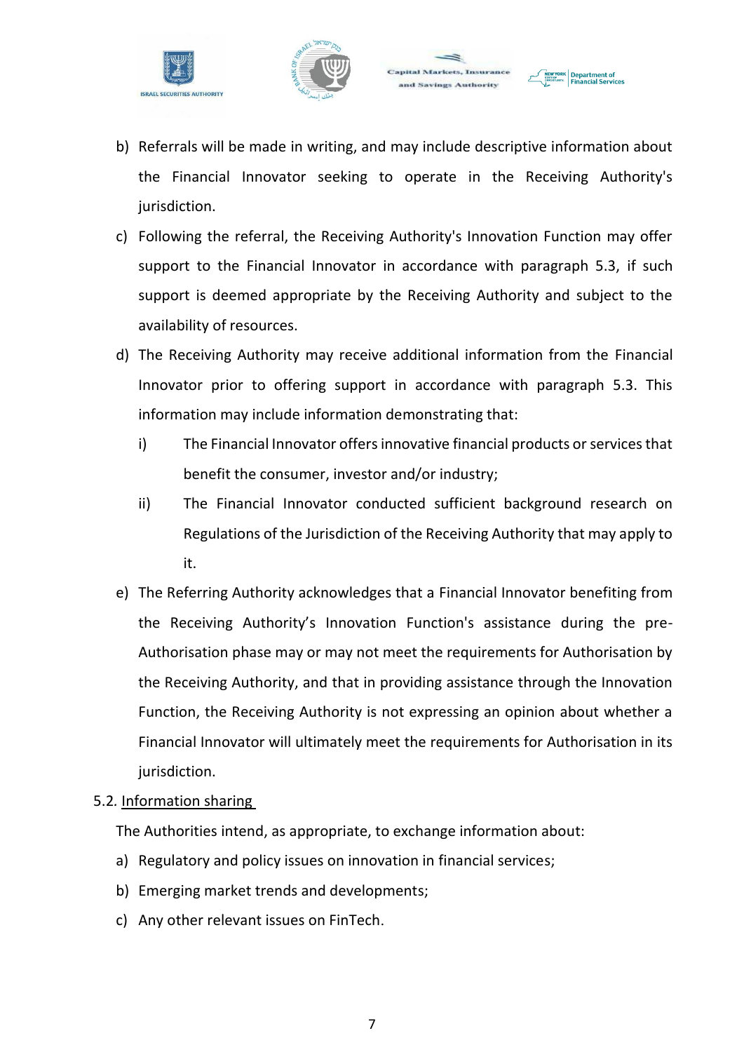b) Referrals will be made in writing, and may include descriptive information about the Financial Innovator seeking to operate in the Receiving Authority's jurisdiction.

c) Following the referral, the Receiving Authority's Innovation Function may offer support to the Financial Innovator in accordance with paragraph 5.3, if such support is deemed appropriate by the Receiving Authority and subject to the availability of resources.

d) The Receiving Authority may receive additional information from the Financial Innovator prior to offering support in accordance with paragraph 5.3. This information may include information demonstrating that:

   i) The Financial Innovator offers innovative financial products or services that benefit the consumer, investor and/or industry;

   ii) The Financial Innovator conducted sufficient background research on Regulations of the Jurisdiction of the Receiving Authority that may apply to it.

e) The Referring Authority acknowledges that a Financial Innovator benefiting from the Receiving Authority's Innovation Function's assistance during the pre-Authorisation phase may or may not meet the requirements for Authorisation by the Receiving Authority, and that in providing assistance through the Innovation Function, the Receiving Authority is not expressing an opinion about whether a Financial Innovator will ultimately meet the requirements for Authorisation in its jurisdiction.

5.2. Information sharing

The Authorities intend, as appropriate, to exchange information about:

a) Regulatory and policy issues on innovation in financial services;

b) Emerging market trends and developments;

c) Any other relevant issues on FinTech.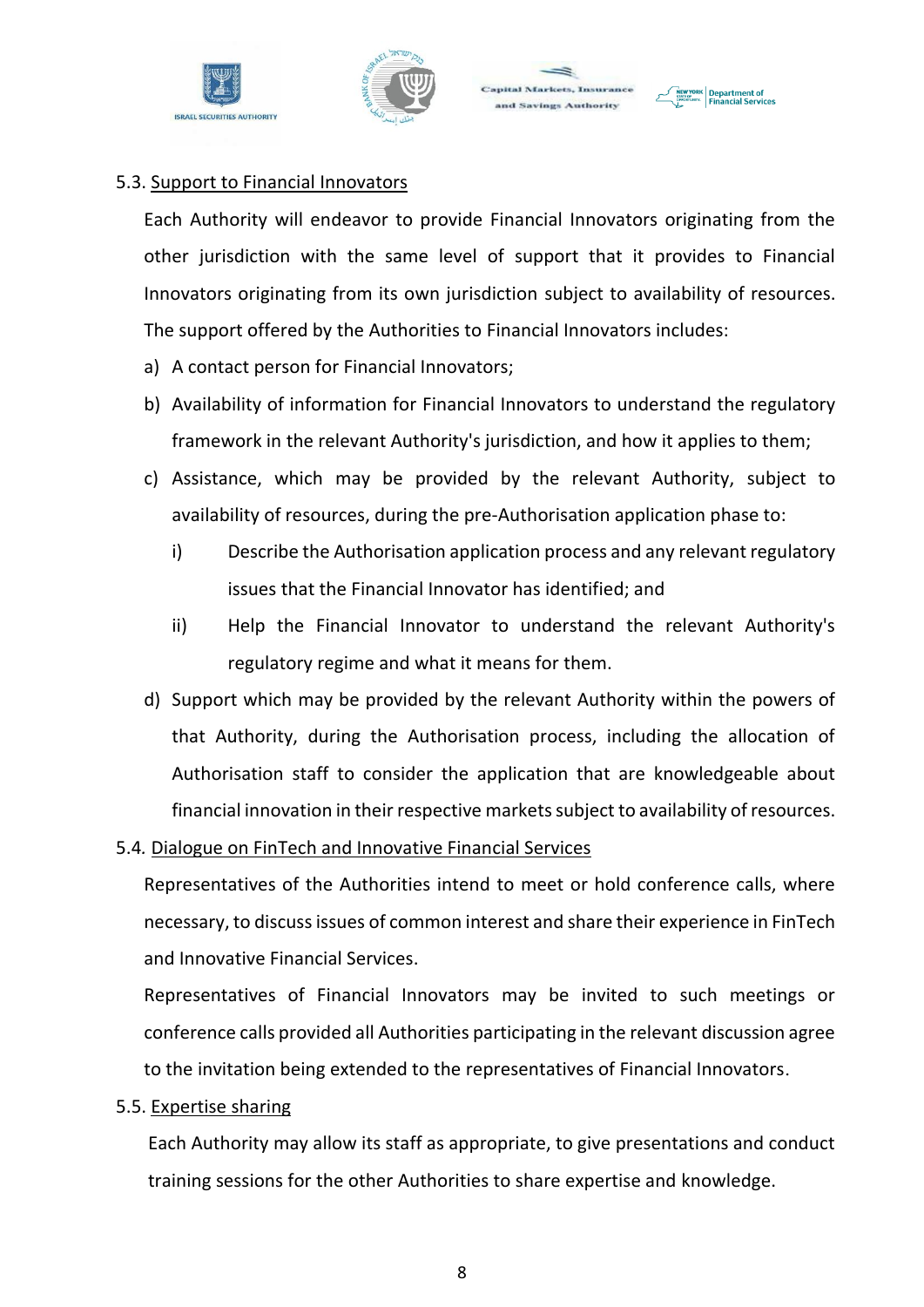5.3. <u>Support to Financial Innovators</u>

Each Authority will endeavor to provide Financial Innovators originating from the other jurisdiction with the same level of support that it provides to Financial Innovators originating from its own jurisdiction subject to availability of resources. The support offered by the Authorities to Financial Innovators includes:

a) A contact person for Financial Innovators;

b) Availability of information for Financial Innovators to understand the regulatory framework in the relevant Authority's jurisdiction, and how it applies to them;

c) Assistance, which may be provided by the relevant Authority, subject to availability of resources, during the pre-Authorisation application phase to:

   i) Describe the Authorisation application process and any relevant regulatory issues that the Financial Innovator has identified; and

   ii) Help the Financial Innovator to understand the relevant Authority's regulatory regime and what it means for them.

d) Support which may be provided by the relevant Authority within the powers of that Authority, during the Authorisation process, including the allocation of Authorisation staff to consider the application that are knowledgeable about financial innovation in their respective markets subject to availability of resources.

5.4. <u>Dialogue on FinTech and Innovative Financial Services</u>

Representatives of the Authorities intend to meet or hold conference calls, where necessary, to discuss issues of common interest and share their experience in FinTech and Innovative Financial Services.

Representatives of Financial Innovators may be invited to such meetings or conference calls provided all Authorities participating in the relevant discussion agree to the invitation being extended to the representatives of Financial Innovators.

5.5. <u>Expertise sharing</u>

Each Authority may allow its staff as appropriate, to give presentations and conduct training sessions for the other Authorities to share expertise and knowledge.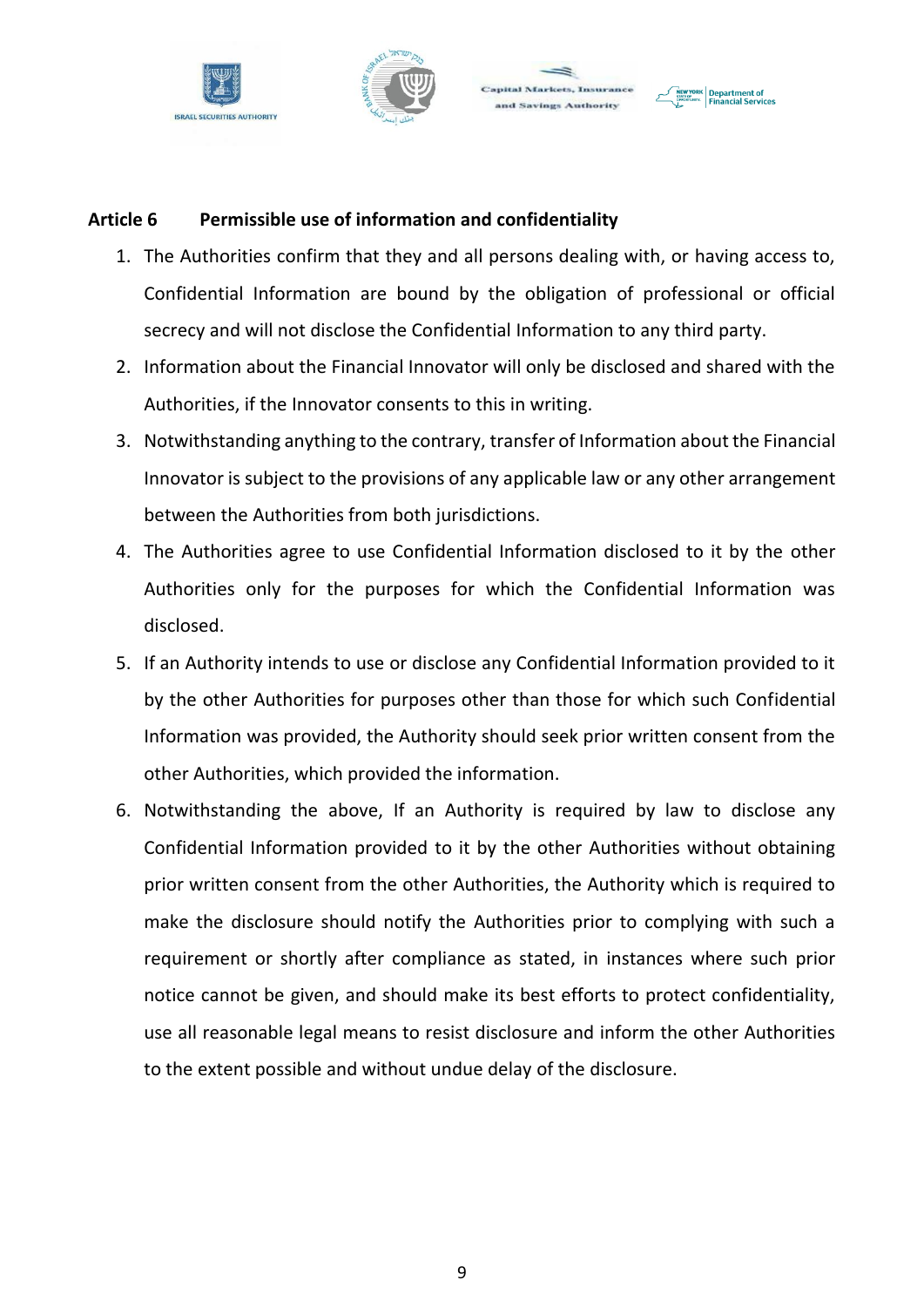**Article 6 Permissible use of information and confidentiality**

1. The Authorities confirm that they and all persons dealing with, or having access to, Confidential Information are bound by the obligation of professional or official secrecy and will not disclose the Confidential Information to any third party.
2. Information about the Financial Innovator will only be disclosed and shared with the Authorities, if the Innovator consents to this in writing.
3. Notwithstanding anything to the contrary, transfer of Information about the Financial Innovator is subject to the provisions of any applicable law or any other arrangement between the Authorities from both jurisdictions.
4. The Authorities agree to use Confidential Information disclosed to it by the other Authorities only for the purposes for which the Confidential Information was disclosed.
5. If an Authority intends to use or disclose any Confidential Information provided to it by the other Authorities for purposes other than those for which such Confidential Information was provided, the Authority should seek prior written consent from the other Authorities, which provided the information.
6. Notwithstanding the above, If an Authority is required by law to disclose any Confidential Information provided to it by the other Authorities without obtaining prior written consent from the other Authorities, the Authority which is required to make the disclosure should notify the Authorities prior to complying with such a requirement or shortly after compliance as stated, in instances where such prior notice cannot be given, and should make its best efforts to protect confidentiality, use all reasonable legal means to resist disclosure and inform the other Authorities to the extent possible and without undue delay of the disclosure.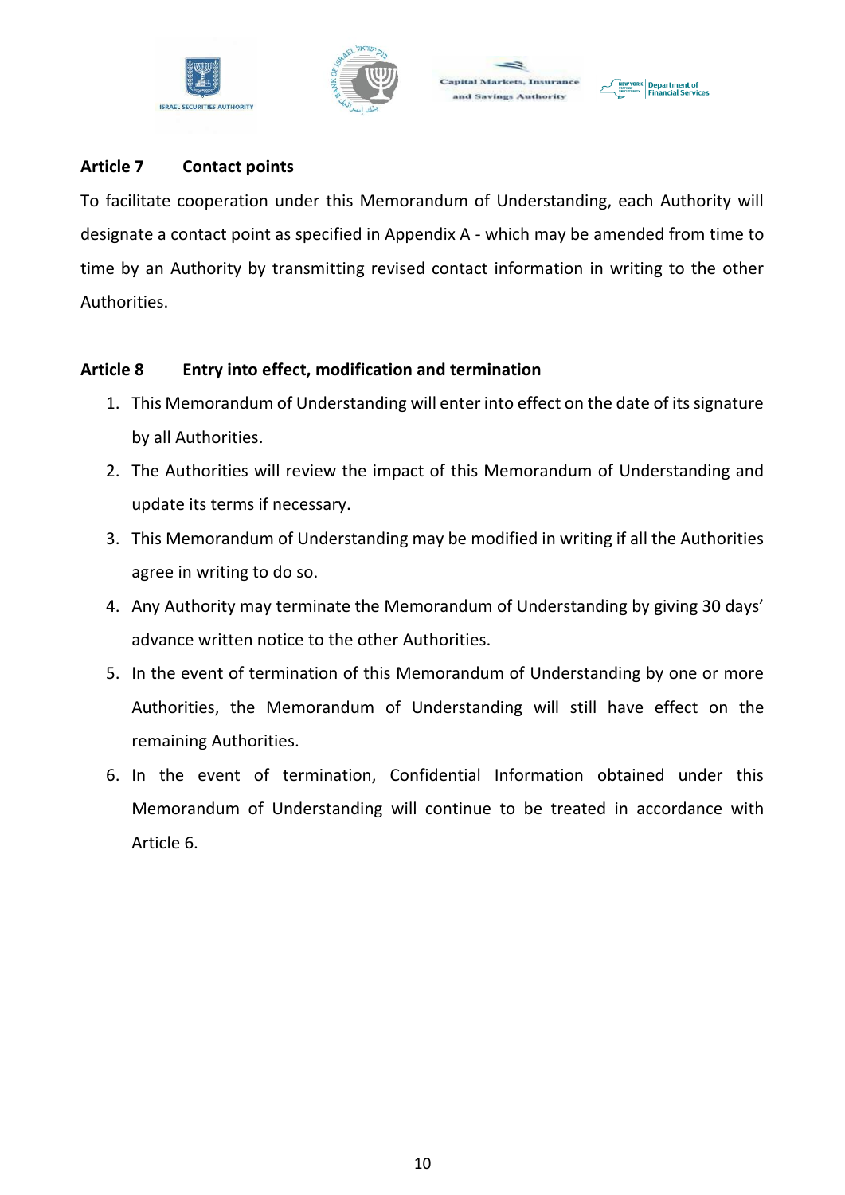### Article 7 Contact points

To facilitate cooperation under this Memorandum of Understanding, each Authority will designate a contact point as specified in Appendix A - which may be amended from time to time by an Authority by transmitting revised contact information in writing to the other Authorities.

### Article 8 Entry into effect, modification and termination

1. This Memorandum of Understanding will enter into effect on the date of its signature by all Authorities.
2. The Authorities will review the impact of this Memorandum of Understanding and update its terms if necessary.
3. This Memorandum of Understanding may be modified in writing if all the Authorities agree in writing to do so.
4. Any Authority may terminate the Memorandum of Understanding by giving 30 days' advance written notice to the other Authorities.
5. In the event of termination of this Memorandum of Understanding by one or more Authorities, the Memorandum of Understanding will still have effect on the remaining Authorities.
6. In the event of termination, Confidential Information obtained under this Memorandum of Understanding will continue to be treated in accordance with Article 6.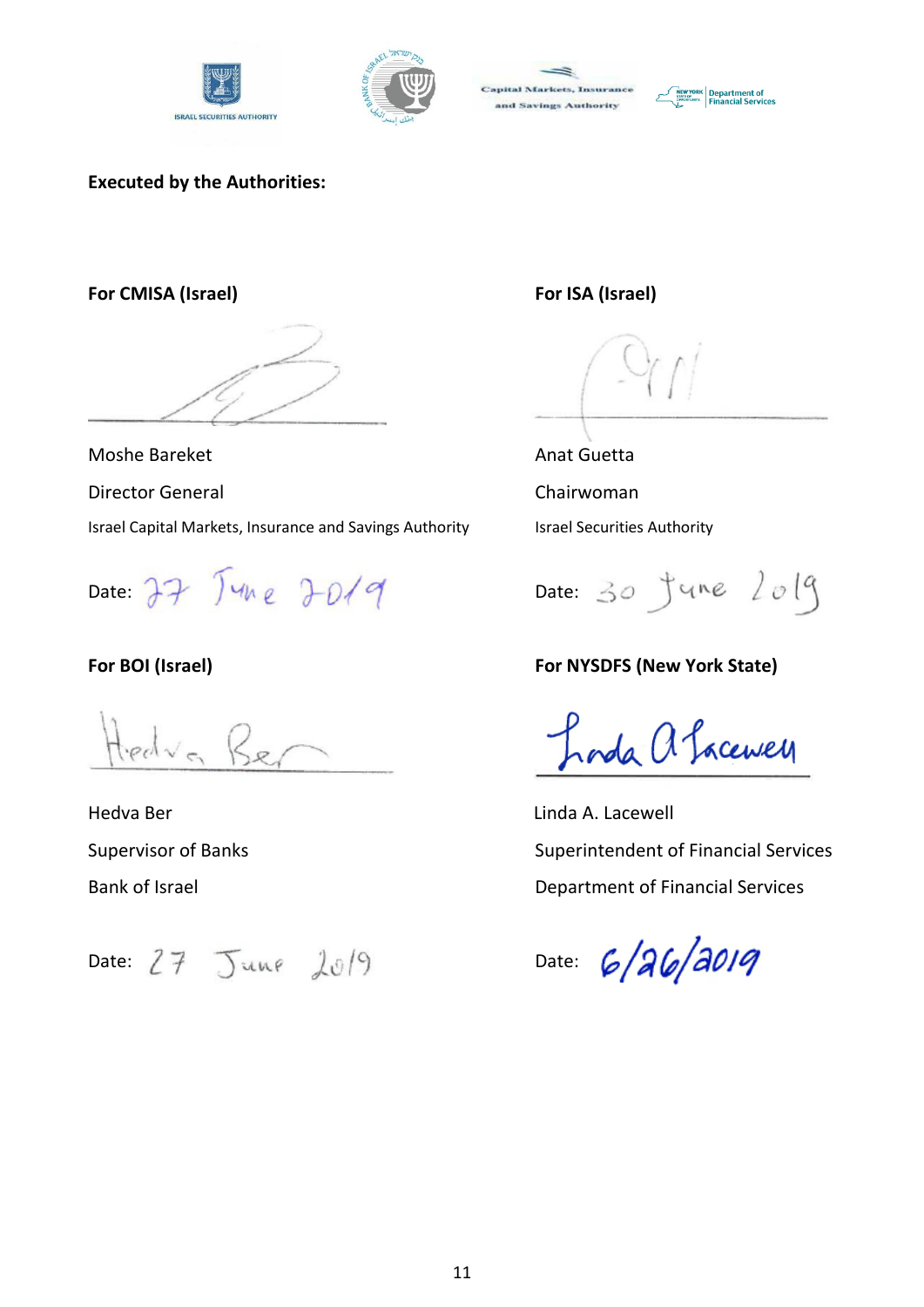**Executed by the Authorities:**

**For CMISA (Israel)**

Moshe Bareket

Director General

Israel Capital Markets, Insurance and Savings Authority

Date: 27 June 2019

**For ISA (Israel)**

Anat Guetta

Chairwoman

Israel Securities Authority

Date: 30 June 2019

**For BOI (Israel)**

Hedva Ber

Supervisor of Banks

Bank of Israel

Date: 27 June 2019

**For NYSDFS (New York State)**

Linda A. Lacewell

Superintendent of Financial Services

Department of Financial Services

Date: 6/26/2019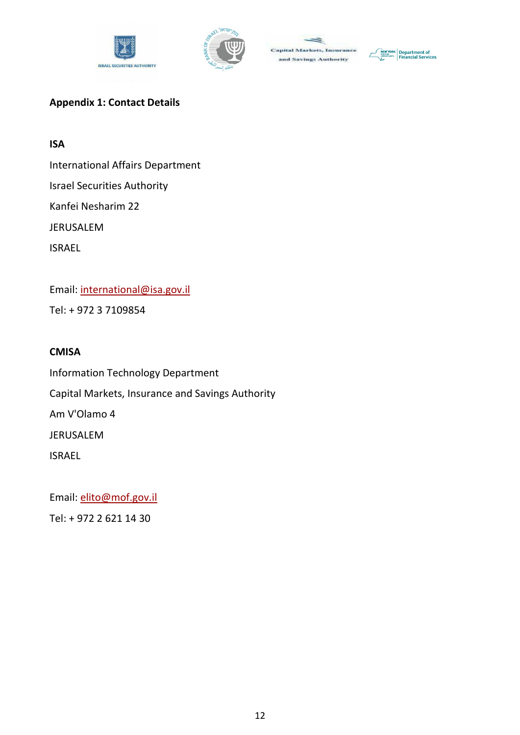## Appendix 1: Contact Details

**ISA**

International Affairs Department

Israel Securities Authority

Kanfei Nesharim 22

JERUSALEM

ISRAEL

Email: international@isa.gov.il

Tel: + 972 3 7109854

**CMISA**

Information Technology Department

Capital Markets, Insurance and Savings Authority

Am V'Olamo 4

JERUSALEM

ISRAEL

Email: elito@mof.gov.il

Tel: + 972 2 621 14 30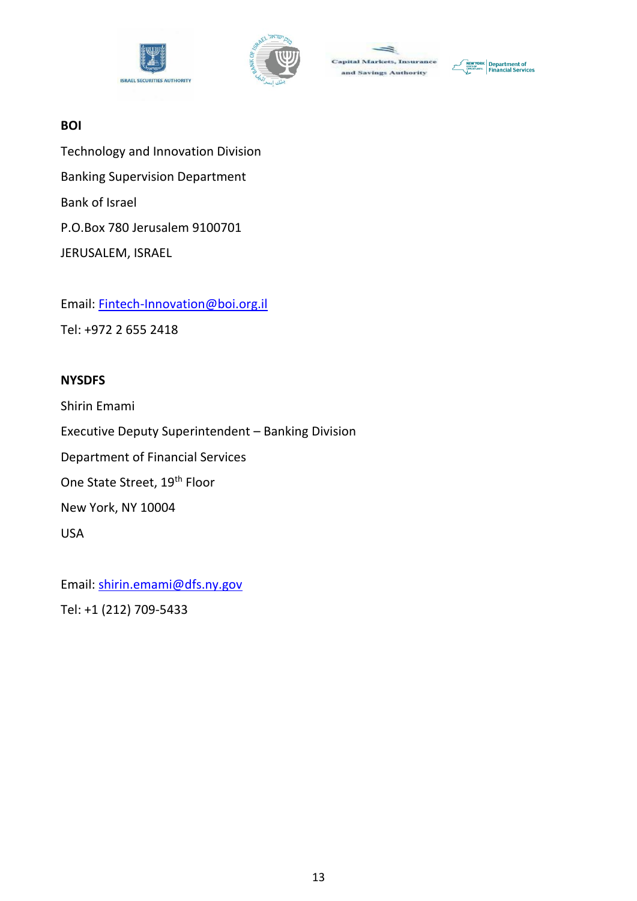**BOI**

Technology and Innovation Division

Banking Supervision Department

Bank of Israel

P.O.Box 780 Jerusalem 9100701

JERUSALEM, ISRAEL

Email: Fintech-Innovation@boi.org.il

Tel: +972 2 655 2418

**NYSDFS**

Shirin Emami

Executive Deputy Superintendent – Banking Division

Department of Financial Services

One State Street, 19th Floor

New York, NY 10004

USA

Email: shirin.emami@dfs.ny.gov

Tel: +1 (212) 709-5433